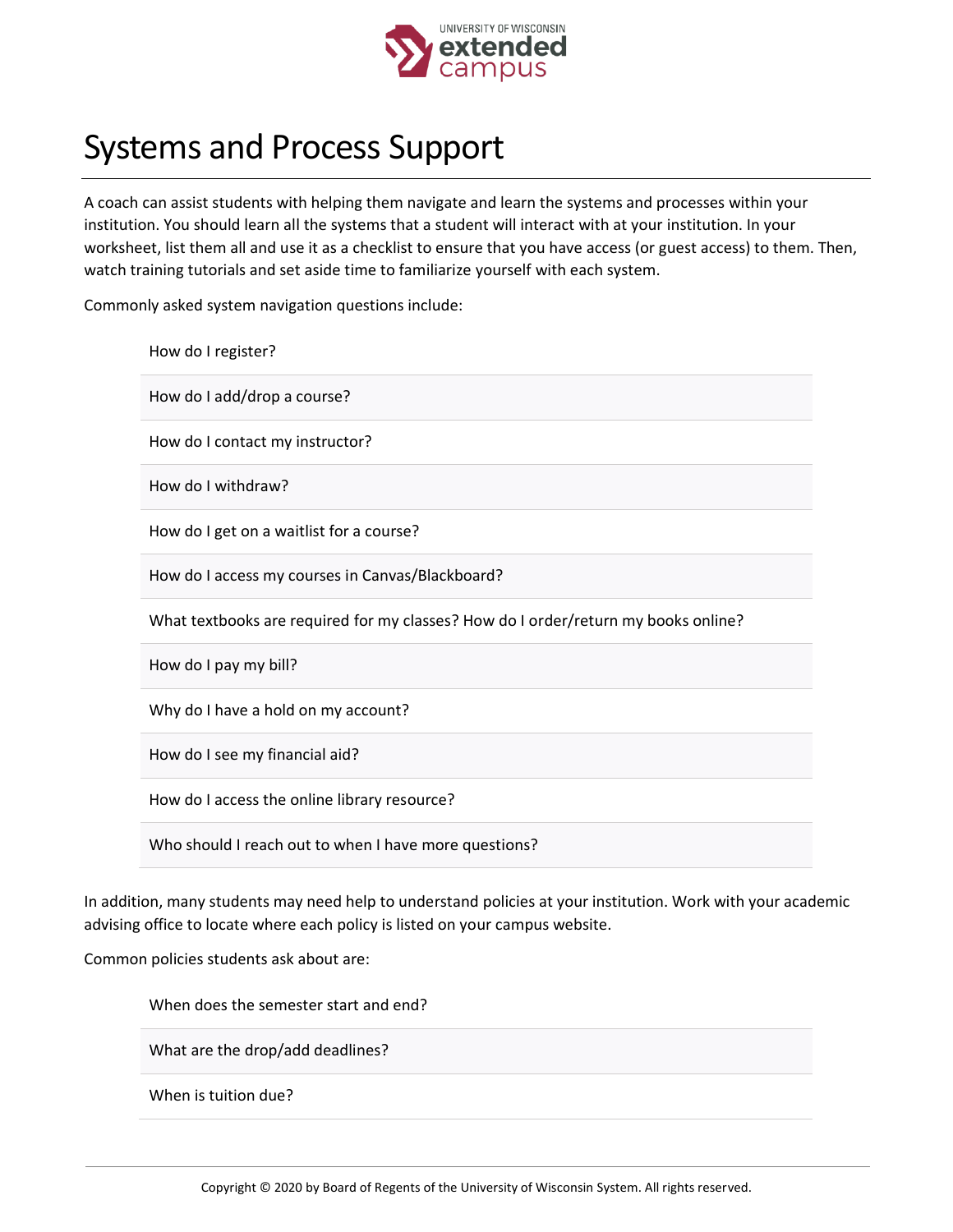# Systems and Process Support

A coach can assist students with helping them navigate and learn the systems and processes within your institution. You should learn all the systems that a student will interact with at your institution. In your worksheet, list them all and use it as a checklist to ensure that you have access (or guest access) to them. Then, watch training tutorials and set aside time to familiarize yourself with each system.

Commonly asked system navigation questions include:

| |
|---|
| How do I register? |
| How do I add/drop a course? |
| How do I contact my instructor? |
| How do I withdraw? |
| How do I get on a waitlist for a course? |
| How do I access my courses in Canvas/Blackboard? |
| What textbooks are required for my classes? How do I order/return my books online? |
| How do I pay my bill? |
| Why do I have a hold on my account? |
| How do I see my financial aid? |
| How do I access the online library resource? |
| Who should I reach out to when I have more questions? |

In addition, many students may need help to understand policies at your institution. Work with your academic advising office to locate where each policy is listed on your campus website.

Common policies students ask about are:

| |
|---|
| When does the semester start and end? |
| What are the drop/add deadlines? |
| When is tuition due? |

Copyright © 2020 by Board of Regents of the University of Wisconsin System. All rights reserved.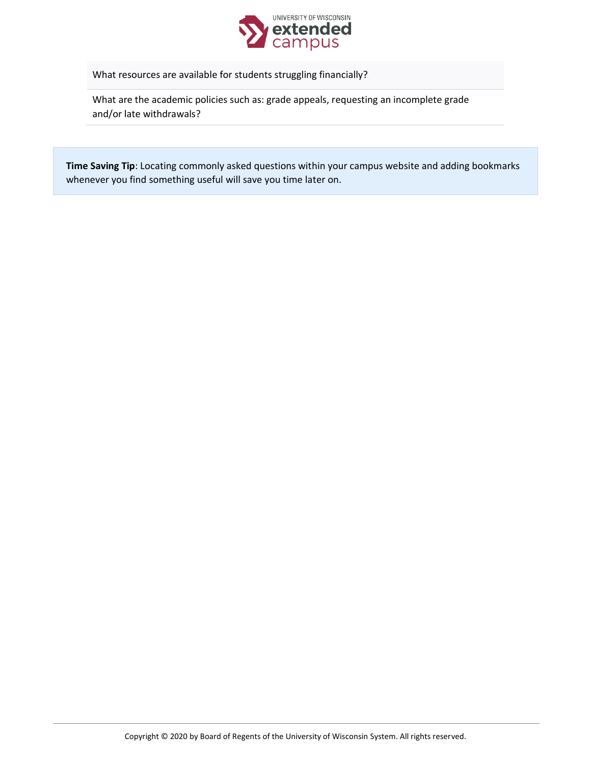| |
|---|
| What resources are available for students struggling financially? |
| What are the academic policies such as: grade appeals, requesting an incomplete grade and/or late withdrawals? |

**Time Saving Tip**: Locating commonly asked questions within your campus website and adding bookmarks whenever you find something useful will save you time later on.